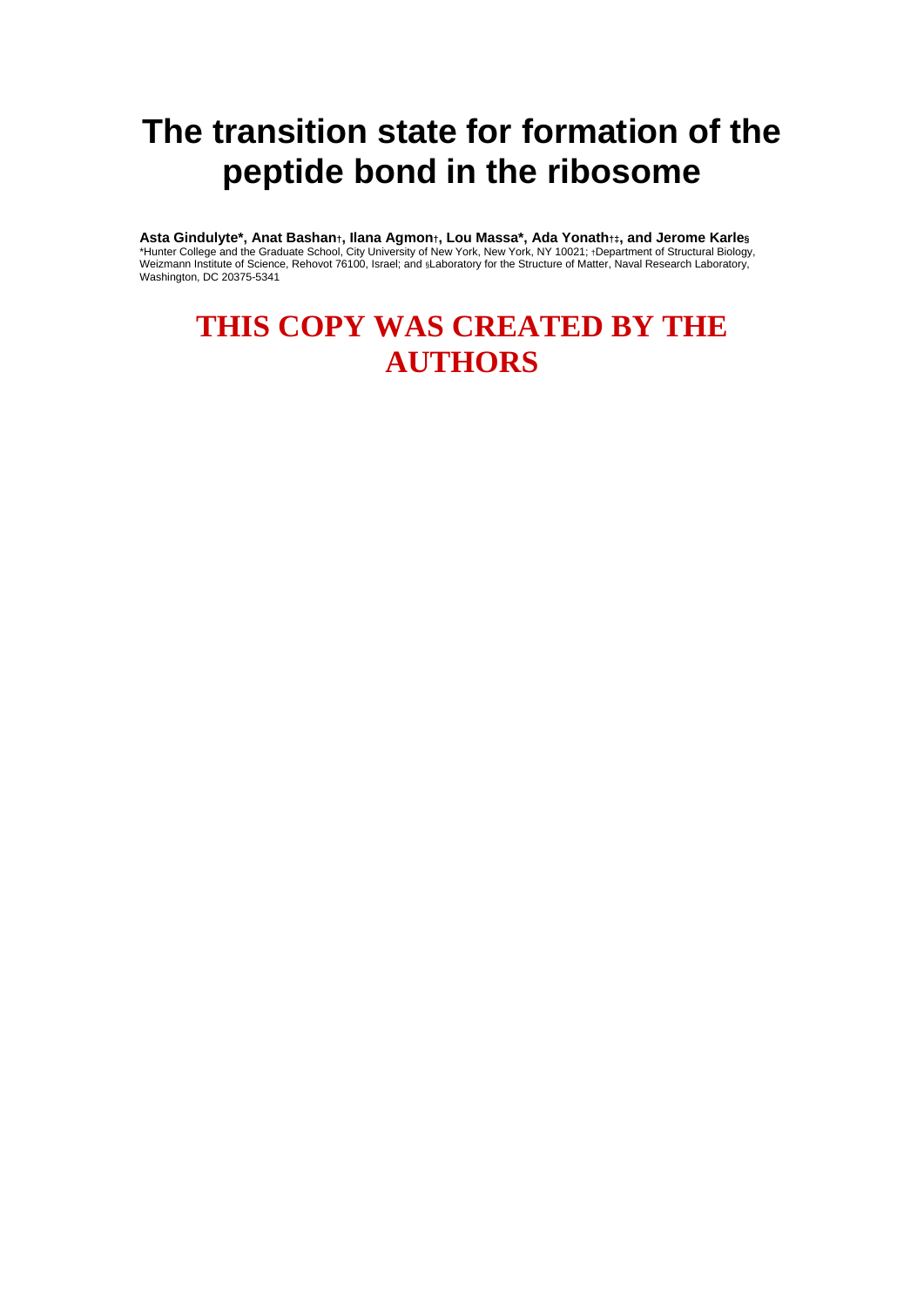# The transition state for formation of the peptide bond in the ribosome

**Asta Gindulyte\*, Anat Bashan†, Ilana Agmon†, Lou Massa\*, Ada Yonath†‡, and Jerome Karle§**

\*Hunter College and the Graduate School, City University of New York, New York, NY 10021; †Department of Structural Biology, Weizmann Institute of Science, Rehovot 76100, Israel; and §Laboratory for the Structure of Matter, Naval Research Laboratory, Washington, DC 20375-5341

## THIS COPY WAS CREATED BY THE AUTHORS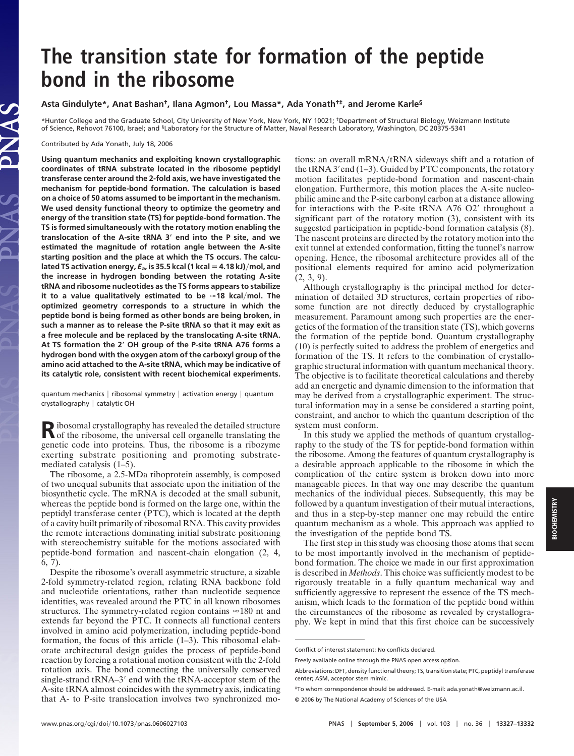# The transition state for formation of the peptide bond in the ribosome

**Asta Gindulyte\*, Anat Bashan†, Ilana Agmon†, Lou Massa\*, Ada Yonath†‡, and Jerome Karle§**

\*Hunter College and the Graduate School, City University of New York, New York, NY 10021; †Department of Structural Biology, Weizmann Institute of Science, Rehovot 76100, Israel; and §Laboratory for the Structure of Matter, Naval Research Laboratory, Washington, DC 20375-5341

Contributed by Ada Yonath, July 18, 2006

**Using quantum mechanics and exploiting known crystallographic coordinates of tRNA substrate located in the ribosome peptidyl transferase center around the 2-fold axis, we have investigated the mechanism for peptide-bond formation. The calculation is based on a choice of 50 atoms assumed to be important in the mechanism. We used density functional theory to optimize the geometry and energy of the transition state (TS) for peptide-bond formation. The TS is formed simultaneously with the rotatory motion enabling the translocation of the A-site tRNA 3′ end into the P site, and we estimated the magnitude of rotation angle between the A-site starting position and the place at which the TS occurs. The calculated TS activation energy, $E_a$, is 35.5 kcal (1 kcal = 4.18 kJ)/mol, and the increase in hydrogen bonding between the rotating A-site tRNA and ribosome nucleotides as the TS forms appears to stabilize it to a value qualitatively estimated to be ≈18 kcal/mol. The optimized geometry corresponds to a structure in which the peptide bond is being formed as other bonds are being broken, in such a manner as to release the P-site tRNA so that it may exit as a free molecule and be replaced by the translocating A-site tRNA. At TS formation the 2′ OH group of the P-site tRNA A76 forms a hydrogen bond with the oxygen atom of the carboxyl group of the amino acid attached to the A-site tRNA, which may be indicative of its catalytic role, consistent with recent biochemical experiments.**

quantum mechanics | ribosomal symmetry | activation energy | quantum crystallography | catalytic OH

Ribosomal crystallography has revealed the detailed structure of the ribosome, the universal cell organelle translating the genetic code into proteins. Thus, the ribosome is a ribozyme exerting substrate positioning and promoting substrate-mediated catalysis (1–5).

The ribosome, a 2.5-MDa riboprotein assembly, is composed of two unequal subunits that associate upon the initiation of the biosynthetic cycle. The mRNA is decoded at the small subunit, whereas the peptide bond is formed on the large one, within the peptidyl transferase center (PTC), which is located at the depth of a cavity built primarily of ribosomal RNA. This cavity provides the remote interactions dominating initial substrate positioning with stereochemistry suitable for the motions associated with peptide-bond formation and nascent-chain elongation (2, 4, 6, 7).

Despite the ribosome's overall asymmetric structure, a sizable 2-fold symmetry-related region, relating RNA backbone fold and nucleotide orientations, rather than nucleotide sequence identities, was revealed around the PTC in all known ribosomes structures. The symmetry-related region contains ≈180 nt and extends far beyond the PTC. It connects all functional centers involved in amino acid polymerization, including peptide-bond formation, the focus of this article (1–3). This ribosomal elaborate architectural design guides the process of peptide-bond reaction by forcing a rotational motion consistent with the 2-fold rotation axis. The bond connecting the universally conserved single-strand tRNA–3′ end with the tRNA-acceptor stem of the A-site tRNA almost coincides with the symmetry axis, indicating that A- to P-site translocation involves two synchronized motions: an overall mRNA/tRNA sideways shift and a rotation of the tRNA 3′end (1–3). Guided by PTC components, the rotatory motion facilitates peptide-bond formation and nascent-chain elongation. Furthermore, this motion places the A-site nucleophilic amine and the P-site carbonyl carbon at a distance allowing for interactions with the P-site tRNA A76 O2′ throughout a significant part of the rotatory motion (3), consistent with its suggested participation in peptide-bond formation catalysis (8). The nascent proteins are directed by the rotatory motion into the exit tunnel at extended conformation, fitting the tunnel's narrow opening. Hence, the ribosomal architecture provides all of the positional elements required for amino acid polymerization (2, 3, 9).

Although crystallography is the principal method for determination of detailed 3D structures, certain properties of ribosome function are not directly deduced by crystallographic measurement. Paramount among such properties are the energetics of the formation of the transition state (TS), which governs the formation of the peptide bond. Quantum crystallography (10) is perfectly suited to address the problem of energetics and formation of the TS. It refers to the combination of crystallographic structural information with quantum mechanical theory. The objective is to facilitate theoretical calculations and thereby add an energetic and dynamic dimension to the information that may be derived from a crystallographic experiment. The structural information may in a sense be considered a starting point, constraint, and anchor to which the quantum description of the system must conform.

In this study we applied the methods of quantum crystallography to the study of the TS for peptide-bond formation within the ribosome. Among the features of quantum crystallography is a desirable approach applicable to the ribosome in which the complication of the entire system is broken down into more manageable pieces. In that way one may describe the quantum mechanics of the individual pieces. Subsequently, this may be followed by a quantum investigation of their mutual interactions, and thus in a step-by-step manner one may rebuild the entire quantum mechanism as a whole. This approach was applied to the investigation of the peptide bond TS.

The first step in this study was choosing those atoms that seem to be most importantly involved in the mechanism of peptide-bond formation. The choice we made in our first approximation is described in *Methods*. This choice was sufficiently modest to be rigorously treatable in a fully quantum mechanical way and sufficiently aggressive to represent the essence of the TS mechanism, which leads to the formation of the peptide bond within the circumstances of the ribosome as revealed by crystallography. We kept in mind that this first choice can be successively

Conflict of interest statement: No conflicts declared.

Freely available online through the PNAS open access option.

Abbreviations: DFT, density functional theory; TS, transition state; PTC, peptidyl transferase center; ASM, acceptor stem mimic.

‡To whom correspondence should be addressed. E-mail: ada.yonath@weizmann.ac.il.

© 2006 by The National Academy of Sciences of the USA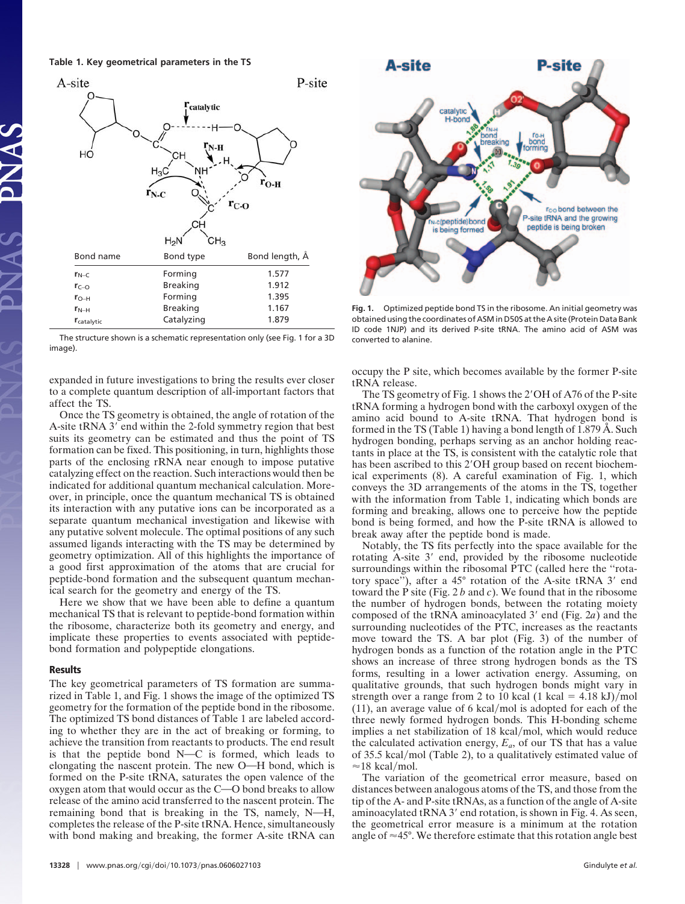**Table 1. Key geometrical parameters in the TS**

A-site

P-site

$r_{catalytic}$

$r_{N\text{-}H}$

$r_{O\text{-}H}$

$r_{N\text{-}C}$

$r_{C\text{-}O}$

| Bond name | Bond type | Bond length, Å |
|---|---|---|
| $r_{N\text{–}C}$ | Forming | 1.577 |
| $r_{C\text{–}O}$ | Breaking | 1.912 |
| $r_{O\text{–}H}$ | Forming | 1.395 |
| $r_{N\text{–}H}$ | Breaking | 1.167 |
| $r_{catalytic}$ | Catalyzing | 1.879 |

The structure shown is a schematic representation only (see Fig. 1 for a 3D image).

A-site

P-site

catalytic H-bond

$r_{N\text{-}H}$ bond breaking

$r_{O\text{-}H}$ bond forming

1.88

1.17

1.39

1.58

1.91

$r_{N\text{-}C}$(peptide)bond is being formed

$r_{CO}$ bond between the P-site tRNA and the growing peptide is being broken

**Fig. 1.** Optimized peptide bond TS in the ribosome. An initial geometry was obtained using the coordinates of ASM in D50S at the A site (Protein Data Bank ID code 1NJP) and its derived P-site tRNA. The amino acid of ASM was converted to alanine.

expanded in future investigations to bring the results ever closer to a complete quantum description of all-important factors that affect the TS.

Once the TS geometry is obtained, the angle of rotation of the A-site tRNA 3′ end within the 2-fold symmetry region that best suits its geometry can be estimated and thus the point of TS formation can be fixed. This positioning, in turn, highlights those parts of the enclosing rRNA near enough to impose putative catalyzing effect on the reaction. Such interactions would then be indicated for additional quantum mechanical calculation. Moreover, in principle, once the quantum mechanical TS is obtained its interaction with any putative ions can be incorporated as a separate quantum mechanical investigation and likewise with any putative solvent molecule. The optimal positions of any such assumed ligands interacting with the TS may be determined by geometry optimization. All of this highlights the importance of a good first approximation of the atoms that are crucial for peptide-bond formation and the subsequent quantum mechanical search for the geometry and energy of the TS.

Here we show that we have been able to define a quantum mechanical TS that is relevant to peptide-bond formation within the ribosome, characterize both its geometry and energy, and implicate these properties to events associated with peptide-bond formation and polypeptide elongations.

## Results

The key geometrical parameters of TS formation are summarized in Table 1, and Fig. 1 shows the image of the optimized TS geometry for the formation of the peptide bond in the ribosome. The optimized TS bond distances of Table 1 are labeled according to whether they are in the act of breaking or forming, to achieve the transition from reactants to products. The end result is that the peptide bond N—C is formed, which leads to elongating the nascent protein. The new O—H bond, which is formed on the P-site tRNA, saturates the open valence of the oxygen atom that would occur as the C—O bond breaks to allow release of the amino acid transferred to the nascent protein. The remaining bond that is breaking in the TS, namely, N—H, completes the release of the P-site tRNA. Hence, simultaneously with bond making and breaking, the former A-site tRNA can occupy the P site, which becomes available by the former P-site tRNA release.

The TS geometry of Fig. 1 shows the 2′OH of A76 of the P-site tRNA forming a hydrogen bond with the carboxyl oxygen of the amino acid bound to A-site tRNA. That hydrogen bond is formed in the TS (Table 1) having a bond length of 1.879 Å. Such hydrogen bonding, perhaps serving as an anchor holding reactants in place at the TS, is consistent with the catalytic role that has been ascribed to this 2′OH group based on recent biochemical experiments (8). A careful examination of Fig. 1, which conveys the 3D arrangements of the atoms in the TS, together with the information from Table 1, indicating which bonds are forming and breaking, allows one to perceive how the peptide bond is being formed, and how the P-site tRNA is allowed to break away after the peptide bond is made.

Notably, the TS fits perfectly into the space available for the rotating A-site 3′ end, provided by the ribosome nucleotide surroundings within the ribosomal PTC (called here the "rotatory space"), after a 45° rotation of the A-site tRNA 3′ end toward the P site (Fig. 2 *b* and *c*). We found that in the ribosome the number of hydrogen bonds, between the rotating moiety composed of the tRNA aminoacylated 3′ end (Fig. 2*a*) and the surrounding nucleotides of the PTC, increases as the reactants move toward the TS. A bar plot (Fig. 3) of the number of hydrogen bonds as a function of the rotation angle in the PTC shows an increase of three strong hydrogen bonds as the TS forms, resulting in a lower activation energy. Assuming, on qualitative grounds, that such hydrogen bonds might vary in strength over a range from 2 to 10 kcal (1 kcal = 4.18 kJ)/mol (11), an average value of 6 kcal/mol is adopted for each of the three newly formed hydrogen bonds. This H-bonding scheme implies a net stabilization of 18 kcal/mol, which would reduce the calculated activation energy, $E_a$, of our TS that has a value of 35.5 kcal/mol (Table 2), to a qualitatively estimated value of ≈18 kcal/mol.

The variation of the geometrical error measure, based on distances between analogous atoms of the TS, and those from the tip of the A- and P-site tRNAs, as a function of the angle of A-site aminoacylated tRNA 3′ end rotation, is shown in Fig. 4. As seen, the geometrical error measure is a minimum at the rotation angle of ≈45°. We therefore estimate that this rotation angle best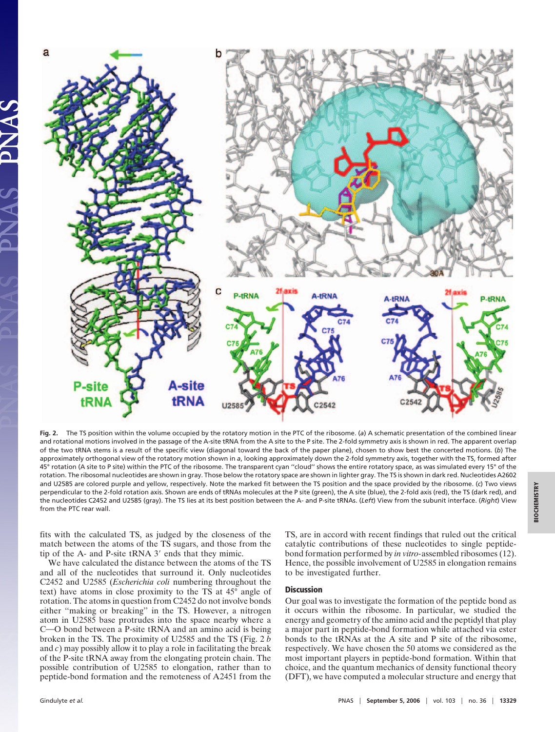Fig. 2. The TS position within the volume occupied by the rotatory motion in the PTC of the ribosome. (*a*) A schematic presentation of the combined linear and rotational motions involved in the passage of the A-site tRNA from the A site to the P site. The 2-fold symmetry axis is shown in red. The apparent overlap of the two tRNA stems is a result of the specific view (diagonal toward the back of the paper plane), chosen to show best the concerted motions. (*b*) The approximately orthogonal view of the rotatory motion shown in a, looking approximately down the 2-fold symmetry axis, together with the TS, formed after 45° rotation (A site to P site) within the PTC of the ribosome. The transparent cyan "cloud" shows the entire rotatory space, as was simulated every 15° of the rotation. The ribosomal nucleotides are shown in gray. Those below the rotatory space are shown in lighter gray. The TS is shown in dark red. Nucleotides A2602 and U2585 are colored purple and yellow, respectively. Note the marked fit between the TS position and the space provided by the ribosome. (*c*) Two views perpendicular to the 2-fold rotation axis. Shown are ends of tRNAs molecules at the P site (green), the A site (blue), the 2-fold axis (red), the TS (dark red), and the nucleotides C2452 and U2585 (gray). The TS lies at its best position between the A- and P-site tRNAs. (*Left*) View from the subunit interface. (*Right*) View from the PTC rear wall.

fits with the calculated TS, as judged by the closeness of the match between the atoms of the TS sugars, and those from the tip of the A- and P-site tRNA 3′ ends that they mimic.

We have calculated the distance between the atoms of the TS and all of the nucleotides that surround it. Only nucleotides C2452 and U2585 (*Escherichia coli* numbering throughout the text) have atoms in close proximity to the TS at 45° angle of rotation. The atoms in question from C2452 do not involve bonds either "making or breaking" in the TS. However, a nitrogen atom in U2585 base protrudes into the space nearby where a C—O bond between a P-site tRNA and an amino acid is being broken in the TS. The proximity of U2585 and the TS (Fig. 2 *b* and *c*) may possibly allow it to play a role in facilitating the break of the P-site tRNA away from the elongating protein chain. The possible contribution of U2585 to elongation, rather than to peptide-bond formation and the remoteness of A2451 from the TS, are in accord with recent findings that ruled out the critical catalytic contributions of these nucleotides to single peptide-bond formation performed by *in vitro*-assembled ribosomes (12). Hence, the possible involvement of U2585 in elongation remains to be investigated further.

## Discussion

Our goal was to investigate the formation of the peptide bond as it occurs within the ribosome. In particular, we studied the energy and geometry of the amino acid and the peptidyl that play a major part in peptide-bond formation while attached via ester bonds to the tRNAs at the A site and P site of the ribosome, respectively. We have chosen the 50 atoms we considered as the most important players in peptide-bond formation. Within that choice, and the quantum mechanics of density functional theory (DFT), we have computed a molecular structure and energy that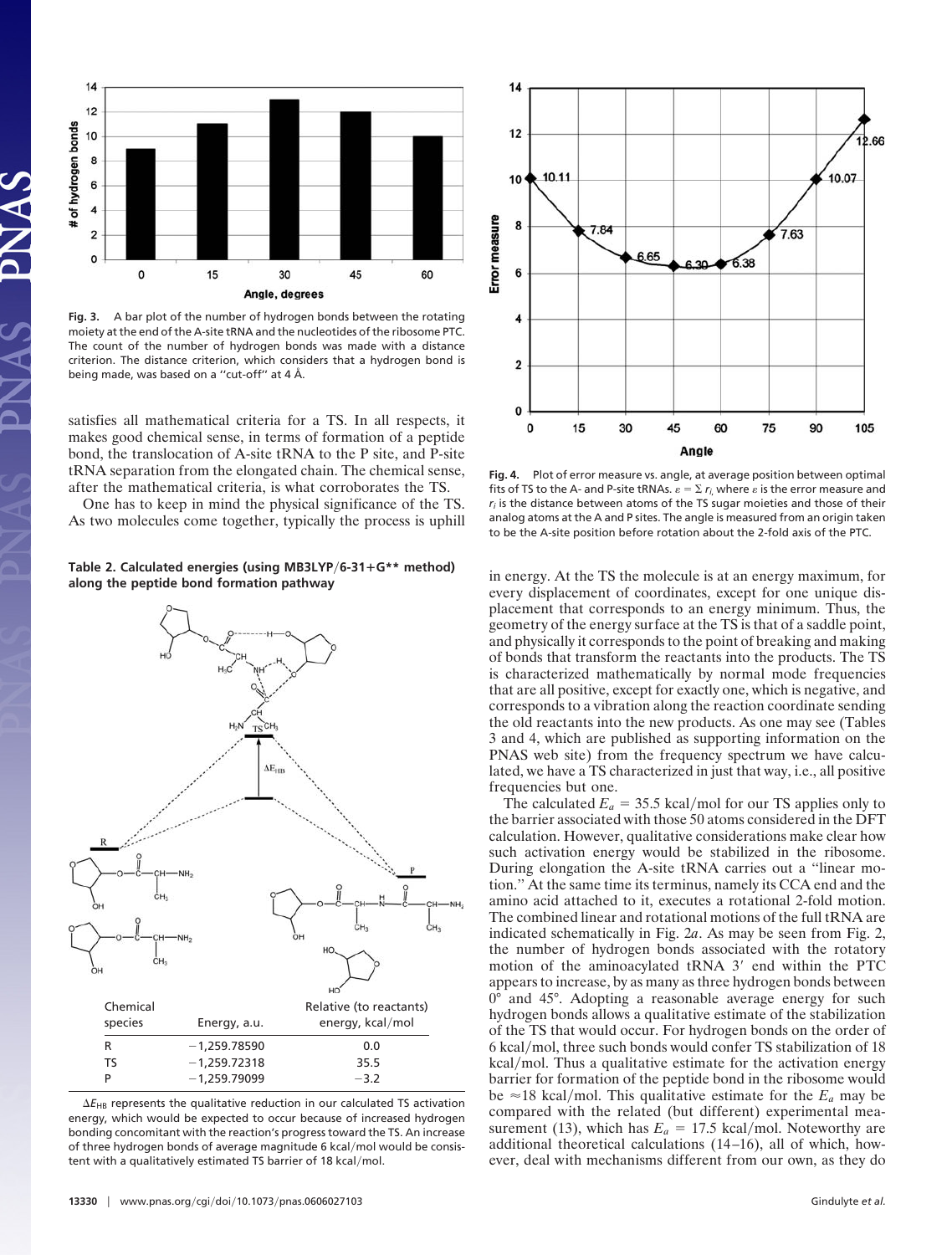Fig. 3. A bar plot of the number of hydrogen bonds between the rotating moiety at the end of the A-site tRNA and the nucleotides of the ribosome PTC. The count of the number of hydrogen bonds was made with a distance criterion. The distance criterion, which considers that a hydrogen bond is being made, was based on a "cut-off" at 4 Å.

satisfies all mathematical criteria for a TS. In all respects, it makes good chemical sense, in terms of formation of a peptide bond, the translocation of A-site tRNA to the P site, and P-site tRNA separation from the elongated chain. The chemical sense, after the mathematical criteria, is what corroborates the TS.

One has to keep in mind the physical significance of the TS. As two molecules come together, typically the process is uphill in energy. At the TS the molecule is at an energy maximum, for every displacement of coordinates, except for one unique displacement that corresponds to an energy minimum. Thus, the geometry of the energy surface at the TS is that of a saddle point, and physically it corresponds to the point of breaking and making of bonds that transform the reactants into the products. The TS is characterized mathematically by normal mode frequencies that are all positive, except for exactly one, which is negative, and corresponds to a vibration along the reaction coordinate sending the old reactants into the new products. As one may see (Tables 3 and 4, which are published as supporting information on the PNAS web site) from the frequency spectrum we have calculated, we have a TS characterized in just that way, i.e., all positive frequencies but one.

**Table 2. Calculated energies (using MB3LYP/6-31+G** method) along the peptide bond formation pathway**

| Chemical species | Energy, a.u. | Relative (to reactants) energy, kcal/mol |
|---|---|---|
| R | −1,259.78590 | 0.0 |
| TS | −1,259.72318 | 35.5 |
| P | −1,259.79099 | −3.2 |

$\Delta E_{HB}$ represents the qualitative reduction in our calculated TS activation energy, which would be expected to occur because of increased hydrogen bonding concomitant with the reaction's progress toward the TS. An increase of three hydrogen bonds of average magnitude 6 kcal/mol would be consistent with a qualitatively estimated TS barrier of 18 kcal/mol.

Fig. 4. Plot of error measure vs. angle, at average position between optimal fits of TS to the A- and P-site tRNAs. $\varepsilon = \Sigma r_i$ where $\varepsilon$ is the error measure and $r_i$ is the distance between atoms of the TS sugar moieties and those of their analog atoms at the A and P sites. The angle is measured from an origin taken to be the A-site position before rotation about the 2-fold axis of the PTC.

The calculated $E_a$ = 35.5 kcal/mol for our TS applies only to the barrier associated with those 50 atoms considered in the DFT calculation. However, qualitative considerations make clear how such activation energy would be stabilized in the ribosome. During elongation the A-site tRNA carries out a "linear motion." At the same time its terminus, namely its CCA end and the amino acid attached to it, executes a rotational 2-fold motion. The combined linear and rotational motions of the full tRNA are indicated schematically in Fig. 2*a*. As may be seen from Fig. 2, the number of hydrogen bonds associated with the rotatory motion of the aminoacylated tRNA 3′ end within the PTC appears to increase, by as many as three hydrogen bonds between 0° and 45°. Adopting a reasonable average energy for such hydrogen bonds allows a qualitative estimate of the stabilization of the TS that would occur. For hydrogen bonds on the order of 6 kcal/mol, three such bonds would confer TS stabilization of 18 kcal/mol. Thus a qualitative estimate for the activation energy barrier for formation of the peptide bond in the ribosome would be ≈18 kcal/mol. This qualitative estimate for the $E_a$ may be compared with the related (but different) experimental measurement (13), which has $E_a$ = 17.5 kcal/mol. Noteworthy are additional theoretical calculations (14–16), all of which, however, deal with mechanisms different from our own, as they do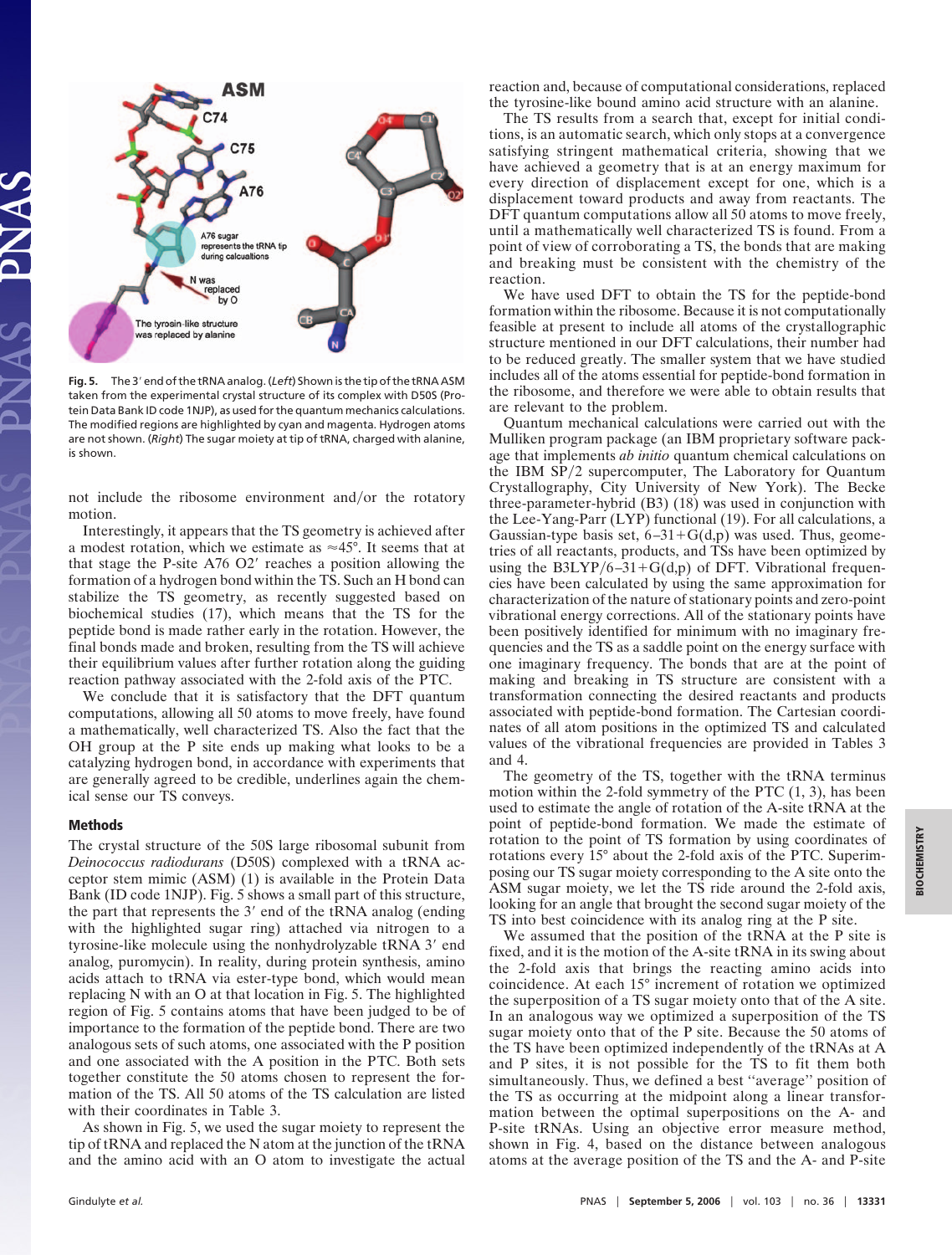**Fig. 5.** The 3′ end of the tRNA analog. (*Left*) Shown is the tip of the tRNA ASM taken from the experimental crystal structure of its complex with D50S (Protein Data Bank ID code 1NJP), as used for the quantum mechanics calculations. The modified regions are highlighted by cyan and magenta. Hydrogen atoms are not shown. (*Right*) The sugar moiety at tip of tRNA, charged with alanine, is shown.

not include the ribosome environment and/or the rotatory motion.

Interestingly, it appears that the TS geometry is achieved after a modest rotation, which we estimate as ≈45°. It seems that at that stage the P-site A76 O2′ reaches a position allowing the formation of a hydrogen bond within the TS. Such an H bond can stabilize the TS geometry, as recently suggested based on biochemical studies (17), which means that the TS for the peptide bond is made rather early in the rotation. However, the final bonds made and broken, resulting from the TS will achieve their equilibrium values after further rotation along the guiding reaction pathway associated with the 2-fold axis of the PTC.

We conclude that it is satisfactory that the DFT quantum computations, allowing all 50 atoms to move freely, have found a mathematically, well characterized TS. Also the fact that the OH group at the P site ends up making what looks to be a catalyzing hydrogen bond, in accordance with experiments that are generally agreed to be credible, underlines again the chemical sense our TS conveys.

## Methods

The crystal structure of the 50S large ribosomal subunit from *Deinococcus radiodurans* (D50S) complexed with a tRNA acceptor stem mimic (ASM) (1) is available in the Protein Data Bank (ID code 1NJP). Fig. 5 shows a small part of this structure, the part that represents the 3′ end of the tRNA analog (ending with the highlighted sugar ring) attached via nitrogen to a tyrosine-like molecule using the nonhydrolyzable tRNA 3′ end analog, puromycin). In reality, during protein synthesis, amino acids attach to tRNA via ester-type bond, which would mean replacing N with an O at that location in Fig. 5. The highlighted region of Fig. 5 contains atoms that have been judged to be of importance to the formation of the peptide bond. There are two analogous sets of such atoms, one associated with the P position and one associated with the A position in the PTC. Both sets together constitute the 50 atoms chosen to represent the formation of the TS. All 50 atoms of the TS calculation are listed with their coordinates in Table 3.

As shown in Fig. 5, we used the sugar moiety to represent the tip of tRNA and replaced the N atom at the junction of the tRNA and the amino acid with an O atom to investigate the actual reaction and, because of computational considerations, replaced the tyrosine-like bound amino acid structure with an alanine.

The TS results from a search that, except for initial conditions, is an automatic search, which only stops at a convergence satisfying stringent mathematical criteria, showing that we have achieved a geometry that is at an energy maximum for every direction of displacement except for one, which is a displacement toward products and away from reactants. The DFT quantum computations allow all 50 atoms to move freely, until a mathematically well characterized TS is found. From a point of view of corroborating a TS, the bonds that are making and breaking must be consistent with the chemistry of the reaction.

We have used DFT to obtain the TS for the peptide-bond formation within the ribosome. Because it is not computationally feasible at present to include all atoms of the crystallographic structure mentioned in our DFT calculations, their number had to be reduced greatly. The smaller system that we have studied includes all of the atoms essential for peptide-bond formation in the ribosome, and therefore we were able to obtain results that are relevant to the problem.

Quantum mechanical calculations were carried out with the Mulliken program package (an IBM proprietary software package that implements *ab initio* quantum chemical calculations on the IBM SP/2 supercomputer, The Laboratory for Quantum Crystallography, City University of New York). The Becke three-parameter-hybrid (B3) (18) was used in conjunction with the Lee-Yang-Parr (LYP) functional (19). For all calculations, a Gaussian-type basis set, 6–31+G(d,p) was used. Thus, geometries of all reactants, products, and TSs have been optimized by using the B3LYP/6–31+G(d,p) of DFT. Vibrational frequencies have been calculated by using the same approximation for characterization of the nature of stationary points and zero-point vibrational energy corrections. All of the stationary points have been positively identified for minimum with no imaginary frequencies and the TS as a saddle point on the energy surface with one imaginary frequency. The bonds that are at the point of making and breaking in TS structure are consistent with a transformation connecting the desired reactants and products associated with peptide-bond formation. The Cartesian coordinates of all atom positions in the optimized TS and calculated values of the vibrational frequencies are provided in Tables 3 and 4.

The geometry of the TS, together with the tRNA terminus motion within the 2-fold symmetry of the PTC (1, 3), has been used to estimate the angle of rotation of the A-site tRNA at the point of peptide-bond formation. We made the estimate of rotation to the point of TS formation by using coordinates of rotations every 15° about the 2-fold axis of the PTC. Superimposing our TS sugar moiety corresponding to the A site onto the ASM sugar moiety, we let the TS ride around the 2-fold axis, looking for an angle that brought the second sugar moiety of the TS into best coincidence with its analog ring at the P site.

We assumed that the position of the tRNA at the P site is fixed, and it is the motion of the A-site tRNA in its swing about the 2-fold axis that brings the reacting amino acids into coincidence. At each 15° increment of rotation we optimized the superposition of a TS sugar moiety onto that of the A site. In an analogous way we optimized a superposition of the TS sugar moiety onto that of the P site. Because the 50 atoms of the TS have been optimized independently of the tRNAs at A and P sites, it is not possible for the TS to fit them both simultaneously. Thus, we defined a best "average" position of the TS as occurring at the midpoint along a linear transformation between the optimal superpositions on the A- and P-site tRNAs. Using an objective error measure method, shown in Fig. 4, based on the distance between analogous atoms at the average position of the TS and the A- and P-site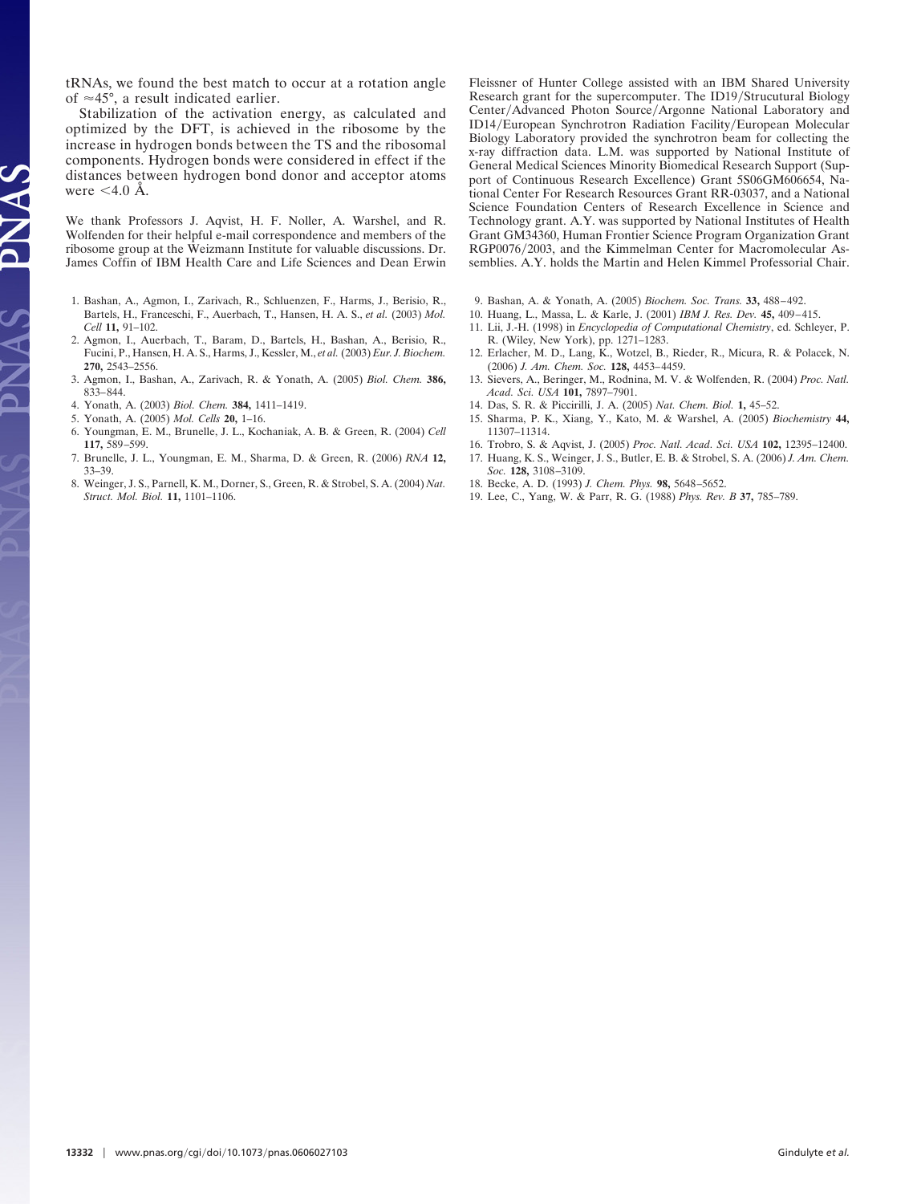tRNAs, we found the best match to occur at a rotation angle of ≈45°, a result indicated earlier.

Stabilization of the activation energy, as calculated and optimized by the DFT, is achieved in the ribosome by the increase in hydrogen bonds between the TS and the ribosomal components. Hydrogen bonds were considered in effect if the distances between hydrogen bond donor and acceptor atoms were <4.0 Å.

We thank Professors J. Aqvist, H. F. Noller, A. Warshel, and R. Wolfenden for their helpful e-mail correspondence and members of the ribosome group at the Weizmann Institute for valuable discussions. Dr. James Coffin of IBM Health Care and Life Sciences and Dean Erwin Fleissner of Hunter College assisted with an IBM Shared University Research grant for the supercomputer. The ID19/Strucutural Biology Center/Advanced Photon Source/Argonne National Laboratory and ID14/European Synchrotron Radiation Facility/European Molecular Biology Laboratory provided the synchrotron beam for collecting the x-ray diffraction data. L.M. was supported by National Institute of General Medical Sciences Minority Biomedical Research Support (Support of Continuous Research Excellence) Grant 5S06GM606654, National Center For Research Resources Grant RR-03037, and a National Science Foundation Centers of Research Excellence in Science and Technology grant. A.Y. was supported by National Institutes of Health Grant GM34360, Human Frontier Science Program Organization Grant RGP0076/2003, and the Kimmelman Center for Macromolecular Assemblies. A.Y. holds the Martin and Helen Kimmel Professorial Chair.

1. Bashan, A., Agmon, I., Zarivach, R., Schluenzen, F., Harms, J., Berisio, R., Bartels, H., Franceschi, F., Auerbach, T., Hansen, H. A. S., *et al.* (2003) *Mol. Cell* **11,** 91–102.
2. Agmon, I., Auerbach, T., Baram, D., Bartels, H., Bashan, A., Berisio, R., Fucini, P., Hansen, H. A. S., Harms, J., Kessler, M., *et al.* (2003) *Eur. J. Biochem.* **270,** 2543–2556.
3. Agmon, I., Bashan, A., Zarivach, R. & Yonath, A. (2005) *Biol. Chem.* **386,** 833–844.
4. Yonath, A. (2003) *Biol. Chem.* **384,** 1411–1419.
5. Yonath, A. (2005) *Mol. Cells* **20,** 1–16.
6. Youngman, E. M., Brunelle, J. L., Kochaniak, A. B. & Green, R. (2004) *Cell* **117,** 589–599.
7. Brunelle, J. L., Youngman, E. M., Sharma, D. & Green, R. (2006) *RNA* **12,** 33–39.
8. Weinger, J. S., Parnell, K. M., Dorner, S., Green, R. & Strobel, S. A. (2004) *Nat. Struct. Mol. Biol.* **11,** 1101–1106.
9. Bashan, A. & Yonath, A. (2005) *Biochem. Soc. Trans.* **33,** 488–492.
10. Huang, L., Massa, L. & Karle, J. (2001) *IBM J. Res. Dev.* **45,** 409–415.
11. Lii, J.-H. (1998) in *Encyclopedia of Computational Chemistry*, ed. Schleyer, P. R. (Wiley, New York), pp. 1271–1283.
12. Erlacher, M. D., Lang, K., Wotzel, B., Rieder, R., Micura, R. & Polacek, N. (2006) *J. Am. Chem. Soc.* **128,** 4453–4459.
13. Sievers, A., Beringer, M., Rodnina, M. V. & Wolfenden, R. (2004) *Proc. Natl. Acad. Sci. USA* **101,** 7897–7901.
14. Das, S. R. & Piccirilli, J. A. (2005) *Nat. Chem. Biol.* **1,** 45–52.
15. Sharma, P. K., Xiang, Y., Kato, M. & Warshel, A. (2005) *Biochemistry* **44,** 11307–11314.
16. Trobro, S. & Aqvist, J. (2005) *Proc. Natl. Acad. Sci. USA* **102,** 12395–12400.
17. Huang, K. S., Weinger, J. S., Butler, E. B. & Strobel, S. A. (2006) *J. Am. Chem. Soc.* **128,** 3108–3109.
18. Becke, A. D. (1993) *J. Chem. Phys.* **98,** 5648–5652.
19. Lee, C., Yang, W. & Parr, R. G. (1988) *Phys. Rev. B* **37,** 785–789.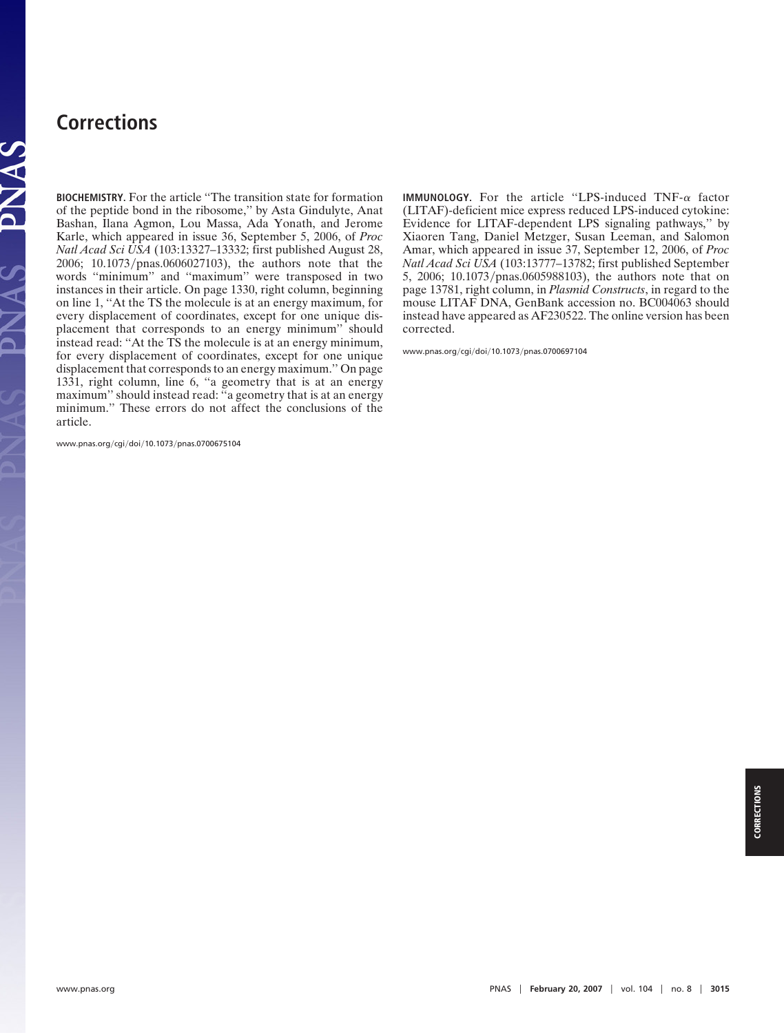# Corrections

**BIOCHEMISTRY.** For the article "The transition state for formation of the peptide bond in the ribosome," by Asta Gindulyte, Anat Bashan, Ilana Agmon, Lou Massa, Ada Yonath, and Jerome Karle, which appeared in issue 36, September 5, 2006, of *Proc Natl Acad Sci USA* (103:13327–13332; first published August 28, 2006; 10.1073/pnas.0606027103), the authors note that the words "minimum" and "maximum" were transposed in two instances in their article. On page 1330, right column, beginning on line 1, "At the TS the molecule is at an energy maximum, for every displacement of coordinates, except for one unique displacement that corresponds to an energy minimum" should instead read: "At the TS the molecule is at an energy minimum, for every displacement of coordinates, except for one unique displacement that corresponds to an energy maximum." On page 1331, right column, line 6, "a geometry that is at an energy maximum" should instead read: "a geometry that is at an energy minimum." These errors do not affect the conclusions of the article.

www.pnas.org/cgi/doi/10.1073/pnas.0700675104

**IMMUNOLOGY.** For the article "LPS-induced TNF-$\alpha$ factor (LITAF)-deficient mice express reduced LPS-induced cytokine: Evidence for LITAF-dependent LPS signaling pathways," by Xiaoren Tang, Daniel Metzger, Susan Leeman, and Salomon Amar, which appeared in issue 37, September 12, 2006, of *Proc Natl Acad Sci USA* (103:13777–13782; first published September 5, 2006; 10.1073/pnas.0605988103), the authors note that on page 13781, right column, in *Plasmid Constructs*, in regard to the mouse LITAF DNA, GenBank accession no. BC004063 should instead have appeared as AF230522. The online version has been corrected.

www.pnas.org/cgi/doi/10.1073/pnas.0700697104